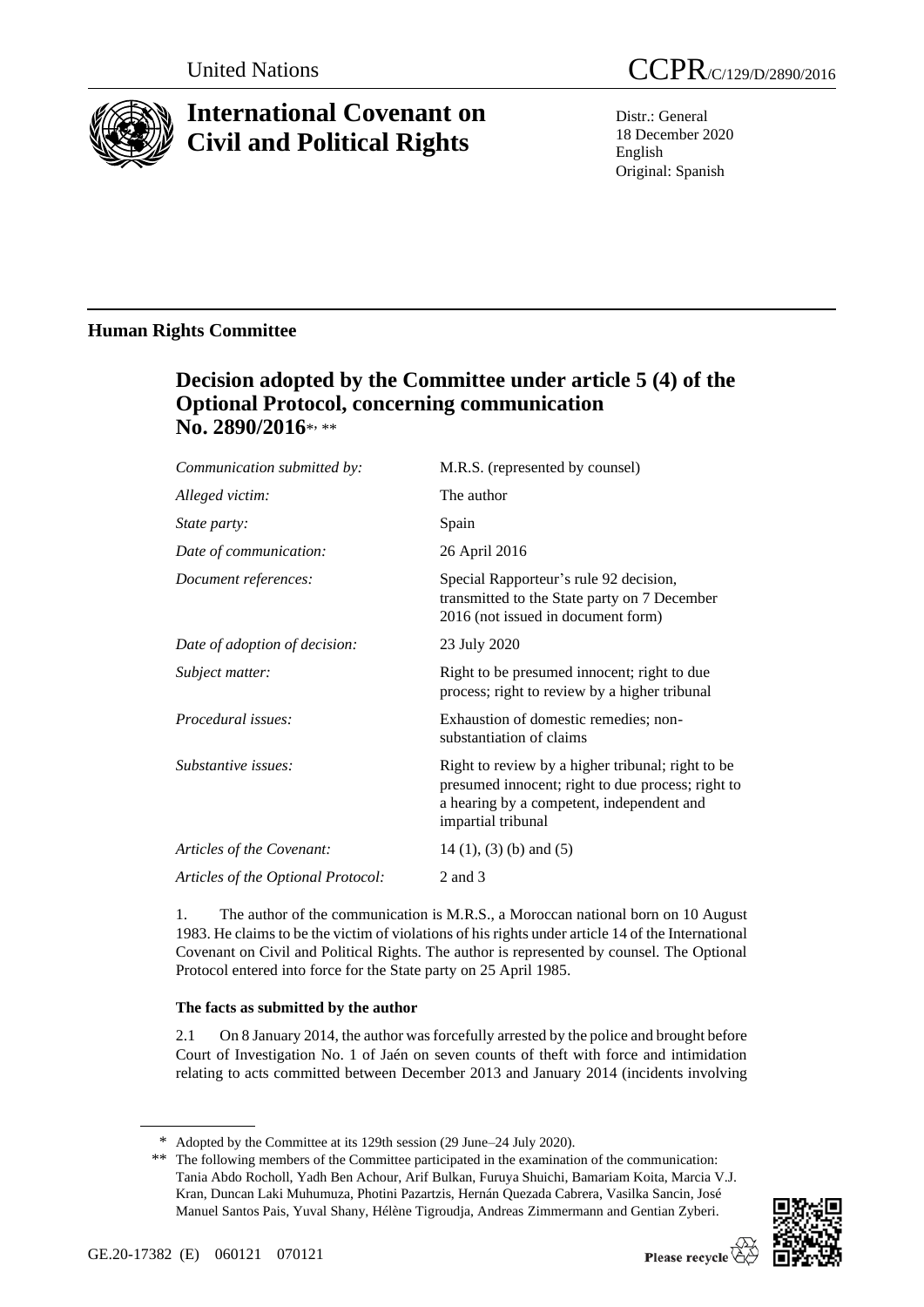United Nations

CCPR/C/129/D/2890/2016

# International Covenant on Civil and Political Rights

Distr.: General
18 December 2020
English
Original: Spanish

## Human Rights Committee

### Decision adopted by the Committee under article 5 (4) of the Optional Protocol, concerning communication No. 2890/2016*, **

| | |
|---|---|
| *Communication submitted by:* | M.R.S. (represented by counsel) |
| *Alleged victim:* | The author |
| *State party:* | Spain |
| *Date of communication:* | 26 April 2016 |
| *Document references:* | Special Rapporteur's rule 92 decision, transmitted to the State party on 7 December 2016 (not issued in document form) |
| *Date of adoption of decision:* | 23 July 2020 |
| *Subject matter:* | Right to be presumed innocent; right to due process; right to review by a higher tribunal |
| *Procedural issues:* | Exhaustion of domestic remedies; non-substantiation of claims |
| *Substantive issues:* | Right to review by a higher tribunal; right to be presumed innocent; right to due process; right to a hearing by a competent, independent and impartial tribunal |
| *Articles of the Covenant:* | 14 (1), (3) (b) and (5) |
| *Articles of the Optional Protocol:* | 2 and 3 |

1. The author of the communication is M.R.S., a Moroccan national born on 10 August 1983. He claims to be the victim of violations of his rights under article 14 of the International Covenant on Civil and Political Rights. The author is represented by counsel. The Optional Protocol entered into force for the State party on 25 April 1985.

**The facts as submitted by the author**

2.1 On 8 January 2014, the author was forcefully arrested by the police and brought before Court of Investigation No. 1 of Jaén on seven counts of theft with force and intimidation relating to acts committed between December 2013 and January 2014 (incidents involving

---

\* Adopted by the Committee at its 129th session (29 June–24 July 2020).

\*\* The following members of the Committee participated in the examination of the communication: Tania Abdo Rocholl, Yadh Ben Achour, Arif Bulkan, Furuya Shuichi, Bamariam Koita, Marcia V.J. Kran, Duncan Laki Muhumuza, Photini Pazartzis, Hernán Quezada Cabrera, Vasilka Sancin, José Manuel Santos Pais, Yuval Shany, Hélène Tigroudja, Andreas Zimmermann and Gentian Zyberi.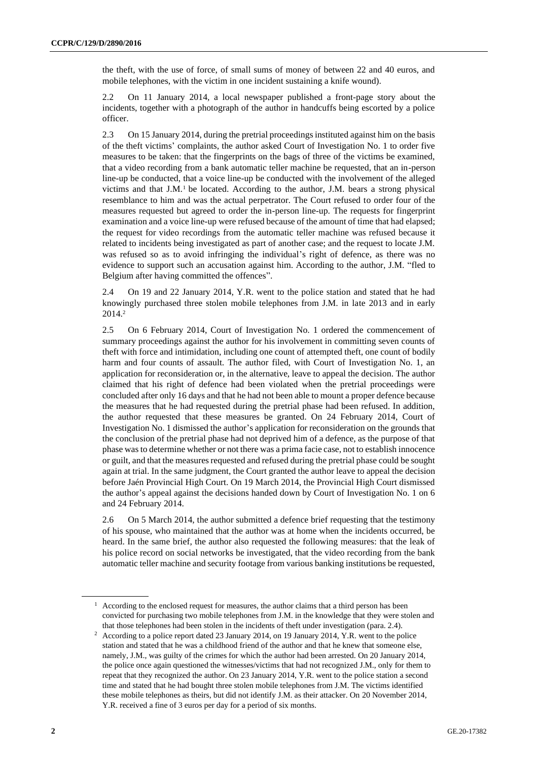the theft, with the use of force, of small sums of money of between 22 and 40 euros, and mobile telephones, with the victim in one incident sustaining a knife wound).

2.2 On 11 January 2014, a local newspaper published a front-page story about the incidents, together with a photograph of the author in handcuffs being escorted by a police officer.

2.3 On 15 January 2014, during the pretrial proceedings instituted against him on the basis of the theft victims' complaints, the author asked Court of Investigation No. 1 to order five measures to be taken: that the fingerprints on the bags of three of the victims be examined, that a video recording from a bank automatic teller machine be requested, that an in-person line-up be conducted, that a voice line-up be conducted with the involvement of the alleged victims and that J.M.[1] be located. According to the author, J.M. bears a strong physical resemblance to him and was the actual perpetrator. The Court refused to order four of the measures requested but agreed to order the in-person line-up. The requests for fingerprint examination and a voice line-up were refused because of the amount of time that had elapsed; the request for video recordings from the automatic teller machine was refused because it related to incidents being investigated as part of another case; and the request to locate J.M. was refused so as to avoid infringing the individual's right of defence, as there was no evidence to support such an accusation against him. According to the author, J.M. "fled to Belgium after having committed the offences".

2.4 On 19 and 22 January 2014, Y.R. went to the police station and stated that he had knowingly purchased three stolen mobile telephones from J.M. in late 2013 and in early 2014.[2]

2.5 On 6 February 2014, Court of Investigation No. 1 ordered the commencement of summary proceedings against the author for his involvement in committing seven counts of theft with force and intimidation, including one count of attempted theft, one count of bodily harm and four counts of assault. The author filed, with Court of Investigation No. 1, an application for reconsideration or, in the alternative, leave to appeal the decision. The author claimed that his right of defence had been violated when the pretrial proceedings were concluded after only 16 days and that he had not been able to mount a proper defence because the measures that he had requested during the pretrial phase had been refused. In addition, the author requested that these measures be granted. On 24 February 2014, Court of Investigation No. 1 dismissed the author's application for reconsideration on the grounds that the conclusion of the pretrial phase had not deprived him of a defence, as the purpose of that phase was to determine whether or not there was a prima facie case, not to establish innocence or guilt, and that the measures requested and refused during the pretrial phase could be sought again at trial. In the same judgment, the Court granted the author leave to appeal the decision before Jaén Provincial High Court. On 19 March 2014, the Provincial High Court dismissed the author's appeal against the decisions handed down by Court of Investigation No. 1 on 6 and 24 February 2014.

2.6 On 5 March 2014, the author submitted a defence brief requesting that the testimony of his spouse, who maintained that the author was at home when the incidents occurred, be heard. In the same brief, the author also requested the following measures: that the leak of his police record on social networks be investigated, that the video recording from the bank automatic teller machine and security footage from various banking institutions be requested,

[1] According to the enclosed request for measures, the author claims that a third person has been convicted for purchasing two mobile telephones from J.M. in the knowledge that they were stolen and that those telephones had been stolen in the incidents of theft under investigation (para. 2.4).

[2] According to a police report dated 23 January 2014, on 19 January 2014, Y.R. went to the police station and stated that he was a childhood friend of the author and that he knew that someone else, namely, J.M., was guilty of the crimes for which the author had been arrested. On 20 January 2014, the police once again questioned the witnesses/victims that had not recognized J.M., only for them to repeat that they recognized the author. On 23 January 2014, Y.R. went to the police station a second time and stated that he had bought three stolen mobile telephones from J.M. The victims identified these mobile telephones as theirs, but did not identify J.M. as their attacker. On 20 November 2014, Y.R. received a fine of 3 euros per day for a period of six months.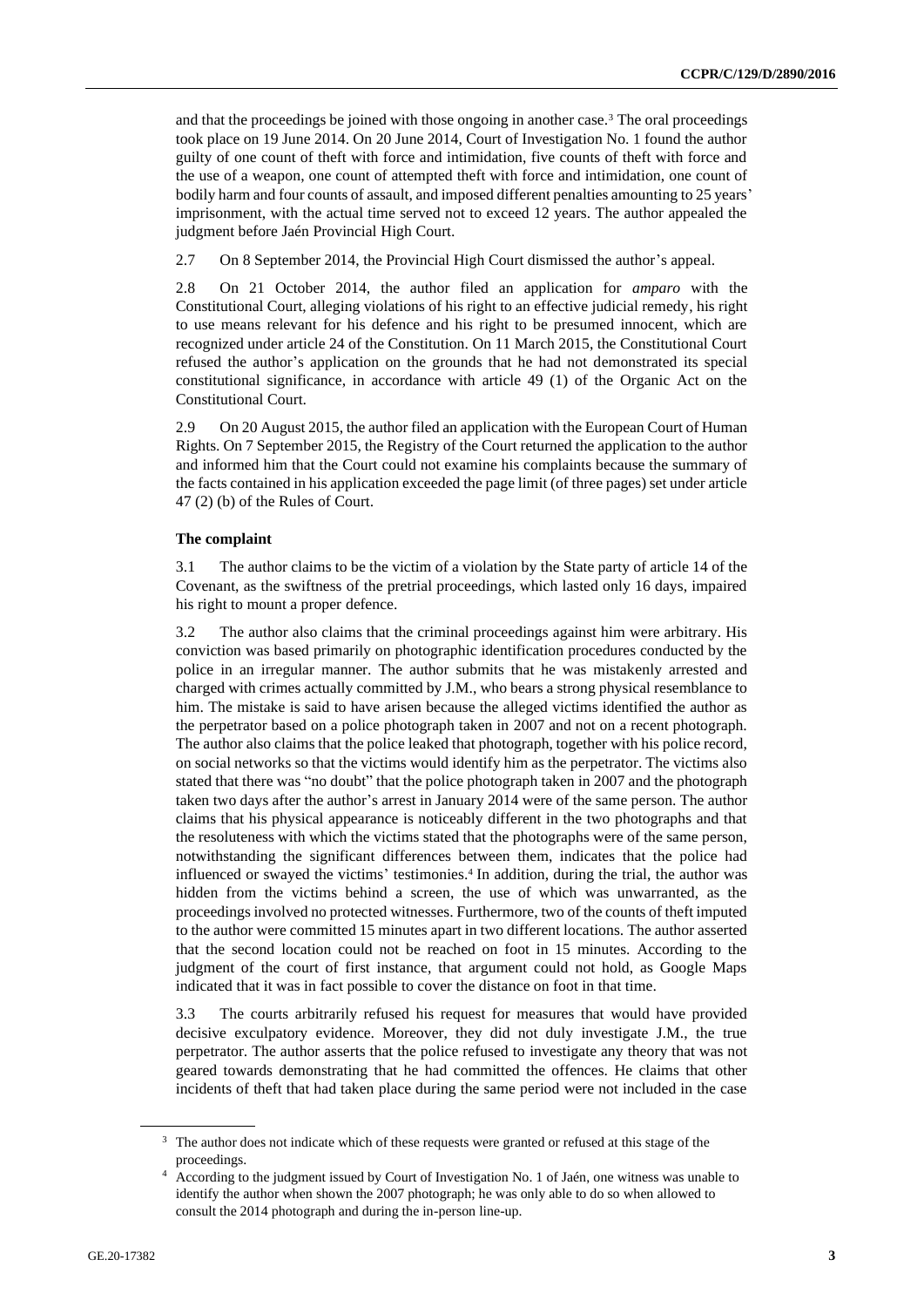and that the proceedings be joined with those ongoing in another case.[3] The oral proceedings took place on 19 June 2014. On 20 June 2014, Court of Investigation No. 1 found the author guilty of one count of theft with force and intimidation, five counts of theft with force and the use of a weapon, one count of attempted theft with force and intimidation, one count of bodily harm and four counts of assault, and imposed different penalties amounting to 25 years' imprisonment, with the actual time served not to exceed 12 years. The author appealed the judgment before Jaén Provincial High Court.

2.7 On 8 September 2014, the Provincial High Court dismissed the author's appeal.

2.8 On 21 October 2014, the author filed an application for *amparo* with the Constitutional Court, alleging violations of his right to an effective judicial remedy, his right to use means relevant for his defence and his right to be presumed innocent, which are recognized under article 24 of the Constitution. On 11 March 2015, the Constitutional Court refused the author's application on the grounds that he had not demonstrated its special constitutional significance, in accordance with article 49 (1) of the Organic Act on the Constitutional Court.

2.9 On 20 August 2015, the author filed an application with the European Court of Human Rights. On 7 September 2015, the Registry of the Court returned the application to the author and informed him that the Court could not examine his complaints because the summary of the facts contained in his application exceeded the page limit (of three pages) set under article 47 (2) (b) of the Rules of Court.

### The complaint

3.1 The author claims to be the victim of a violation by the State party of article 14 of the Covenant, as the swiftness of the pretrial proceedings, which lasted only 16 days, impaired his right to mount a proper defence.

3.2 The author also claims that the criminal proceedings against him were arbitrary. His conviction was based primarily on photographic identification procedures conducted by the police in an irregular manner. The author submits that he was mistakenly arrested and charged with crimes actually committed by J.M., who bears a strong physical resemblance to him. The mistake is said to have arisen because the alleged victims identified the author as the perpetrator based on a police photograph taken in 2007 and not on a recent photograph. The author also claims that the police leaked that photograph, together with his police record, on social networks so that the victims would identify him as the perpetrator. The victims also stated that there was "no doubt" that the police photograph taken in 2007 and the photograph taken two days after the author's arrest in January 2014 were of the same person. The author claims that his physical appearance is noticeably different in the two photographs and that the resoluteness with which the victims stated that the photographs were of the same person, notwithstanding the significant differences between them, indicates that the police had influenced or swayed the victims' testimonies.[4] In addition, during the trial, the author was hidden from the victims behind a screen, the use of which was unwarranted, as the proceedings involved no protected witnesses. Furthermore, two of the counts of theft imputed to the author were committed 15 minutes apart in two different locations. The author asserted that the second location could not be reached on foot in 15 minutes. According to the judgment of the court of first instance, that argument could not hold, as Google Maps indicated that it was in fact possible to cover the distance on foot in that time.

3.3 The courts arbitrarily refused his request for measures that would have provided decisive exculpatory evidence. Moreover, they did not duly investigate J.M., the true perpetrator. The author asserts that the police refused to investigate any theory that was not geared towards demonstrating that he had committed the offences. He claims that other incidents of theft that had taken place during the same period were not included in the case

---

[3] The author does not indicate which of these requests were granted or refused at this stage of the proceedings.

[4] According to the judgment issued by Court of Investigation No. 1 of Jaén, one witness was unable to identify the author when shown the 2007 photograph; he was only able to do so when allowed to consult the 2014 photograph and during the in-person line-up.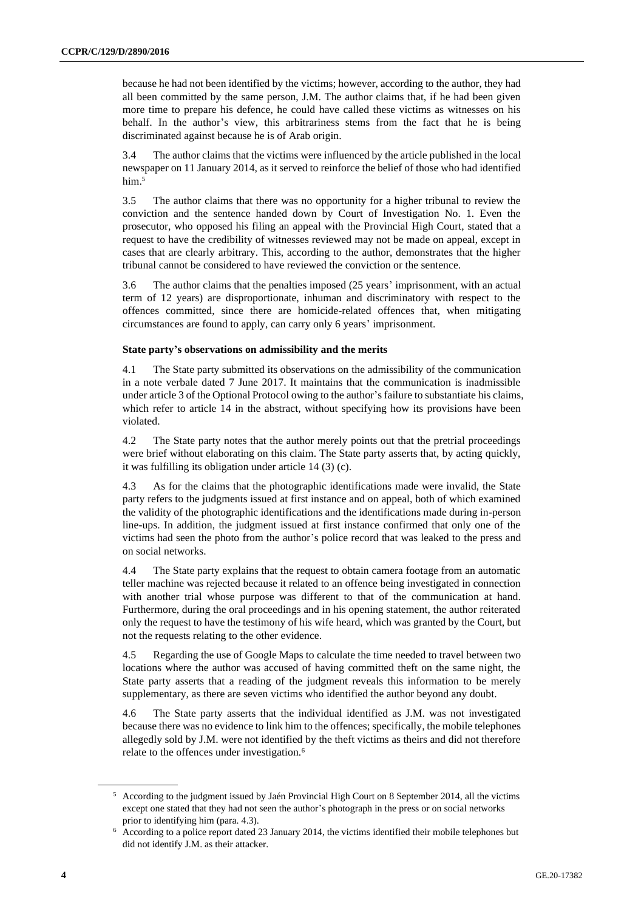because he had not been identified by the victims; however, according to the author, they had all been committed by the same person, J.M. The author claims that, if he had been given more time to prepare his defence, he could have called these victims as witnesses on his behalf. In the author's view, this arbitrariness stems from the fact that he is being discriminated against because he is of Arab origin.

3.4 The author claims that the victims were influenced by the article published in the local newspaper on 11 January 2014, as it served to reinforce the belief of those who had identified him.[5]

3.5 The author claims that there was no opportunity for a higher tribunal to review the conviction and the sentence handed down by Court of Investigation No. 1. Even the prosecutor, who opposed his filing an appeal with the Provincial High Court, stated that a request to have the credibility of witnesses reviewed may not be made on appeal, except in cases that are clearly arbitrary. This, according to the author, demonstrates that the higher tribunal cannot be considered to have reviewed the conviction or the sentence.

3.6 The author claims that the penalties imposed (25 years' imprisonment, with an actual term of 12 years) are disproportionate, inhuman and discriminatory with respect to the offences committed, since there are homicide-related offences that, when mitigating circumstances are found to apply, can carry only 6 years' imprisonment.

### State party's observations on admissibility and the merits

4.1 The State party submitted its observations on the admissibility of the communication in a note verbale dated 7 June 2017. It maintains that the communication is inadmissible under article 3 of the Optional Protocol owing to the author's failure to substantiate his claims, which refer to article 14 in the abstract, without specifying how its provisions have been violated.

4.2 The State party notes that the author merely points out that the pretrial proceedings were brief without elaborating on this claim. The State party asserts that, by acting quickly, it was fulfilling its obligation under article 14 (3) (c).

4.3 As for the claims that the photographic identifications made were invalid, the State party refers to the judgments issued at first instance and on appeal, both of which examined the validity of the photographic identifications and the identifications made during in-person line-ups. In addition, the judgment issued at first instance confirmed that only one of the victims had seen the photo from the author's police record that was leaked to the press and on social networks.

4.4 The State party explains that the request to obtain camera footage from an automatic teller machine was rejected because it related to an offence being investigated in connection with another trial whose purpose was different to that of the communication at hand. Furthermore, during the oral proceedings and in his opening statement, the author reiterated only the request to have the testimony of his wife heard, which was granted by the Court, but not the requests relating to the other evidence.

4.5 Regarding the use of Google Maps to calculate the time needed to travel between two locations where the author was accused of having committed theft on the same night, the State party asserts that a reading of the judgment reveals this information to be merely supplementary, as there are seven victims who identified the author beyond any doubt.

4.6 The State party asserts that the individual identified as J.M. was not investigated because there was no evidence to link him to the offences; specifically, the mobile telephones allegedly sold by J.M. were not identified by the theft victims as theirs and did not therefore relate to the offences under investigation.[6]

---

[5] According to the judgment issued by Jaén Provincial High Court on 8 September 2014, all the victims except one stated that they had not seen the author's photograph in the press or on social networks prior to identifying him (para. 4.3).

[6] According to a police report dated 23 January 2014, the victims identified their mobile telephones but did not identify J.M. as their attacker.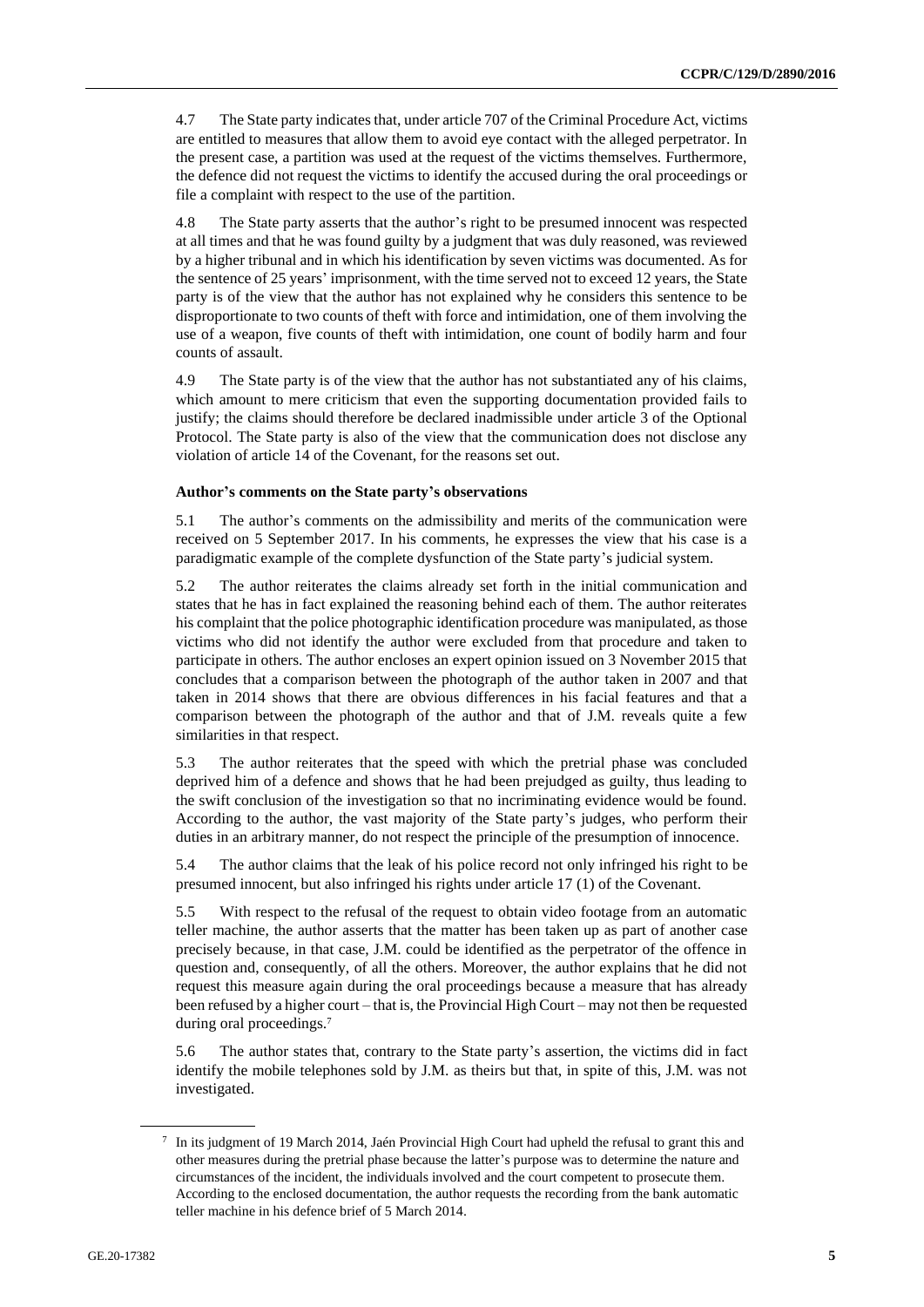4.7 The State party indicates that, under article 707 of the Criminal Procedure Act, victims are entitled to measures that allow them to avoid eye contact with the alleged perpetrator. In the present case, a partition was used at the request of the victims themselves. Furthermore, the defence did not request the victims to identify the accused during the oral proceedings or file a complaint with respect to the use of the partition.

4.8 The State party asserts that the author's right to be presumed innocent was respected at all times and that he was found guilty by a judgment that was duly reasoned, was reviewed by a higher tribunal and in which his identification by seven victims was documented. As for the sentence of 25 years' imprisonment, with the time served not to exceed 12 years, the State party is of the view that the author has not explained why he considers this sentence to be disproportionate to two counts of theft with force and intimidation, one of them involving the use of a weapon, five counts of theft with intimidation, one count of bodily harm and four counts of assault.

4.9 The State party is of the view that the author has not substantiated any of his claims, which amount to mere criticism that even the supporting documentation provided fails to justify; the claims should therefore be declared inadmissible under article 3 of the Optional Protocol. The State party is also of the view that the communication does not disclose any violation of article 14 of the Covenant, for the reasons set out.

**Author's comments on the State party's observations**

5.1 The author's comments on the admissibility and merits of the communication were received on 5 September 2017. In his comments, he expresses the view that his case is a paradigmatic example of the complete dysfunction of the State party's judicial system.

5.2 The author reiterates the claims already set forth in the initial communication and states that he has in fact explained the reasoning behind each of them. The author reiterates his complaint that the police photographic identification procedure was manipulated, as those victims who did not identify the author were excluded from that procedure and taken to participate in others. The author encloses an expert opinion issued on 3 November 2015 that concludes that a comparison between the photograph of the author taken in 2007 and that taken in 2014 shows that there are obvious differences in his facial features and that a comparison between the photograph of the author and that of J.M. reveals quite a few similarities in that respect.

5.3 The author reiterates that the speed with which the pretrial phase was concluded deprived him of a defence and shows that he had been prejudged as guilty, thus leading to the swift conclusion of the investigation so that no incriminating evidence would be found. According to the author, the vast majority of the State party's judges, who perform their duties in an arbitrary manner, do not respect the principle of the presumption of innocence.

5.4 The author claims that the leak of his police record not only infringed his right to be presumed innocent, but also infringed his rights under article 17 (1) of the Covenant.

5.5 With respect to the refusal of the request to obtain video footage from an automatic teller machine, the author asserts that the matter has been taken up as part of another case precisely because, in that case, J.M. could be identified as the perpetrator of the offence in question and, consequently, of all the others. Moreover, the author explains that he did not request this measure again during the oral proceedings because a measure that has already been refused by a higher court – that is, the Provincial High Court – may not then be requested during oral proceedings.[7]

5.6 The author states that, contrary to the State party's assertion, the victims did in fact identify the mobile telephones sold by J.M. as theirs but that, in spite of this, J.M. was not investigated.

[7] In its judgment of 19 March 2014, Jaén Provincial High Court had upheld the refusal to grant this and other measures during the pretrial phase because the latter's purpose was to determine the nature and circumstances of the incident, the individuals involved and the court competent to prosecute them. According to the enclosed documentation, the author requests the recording from the bank automatic teller machine in his defence brief of 5 March 2014.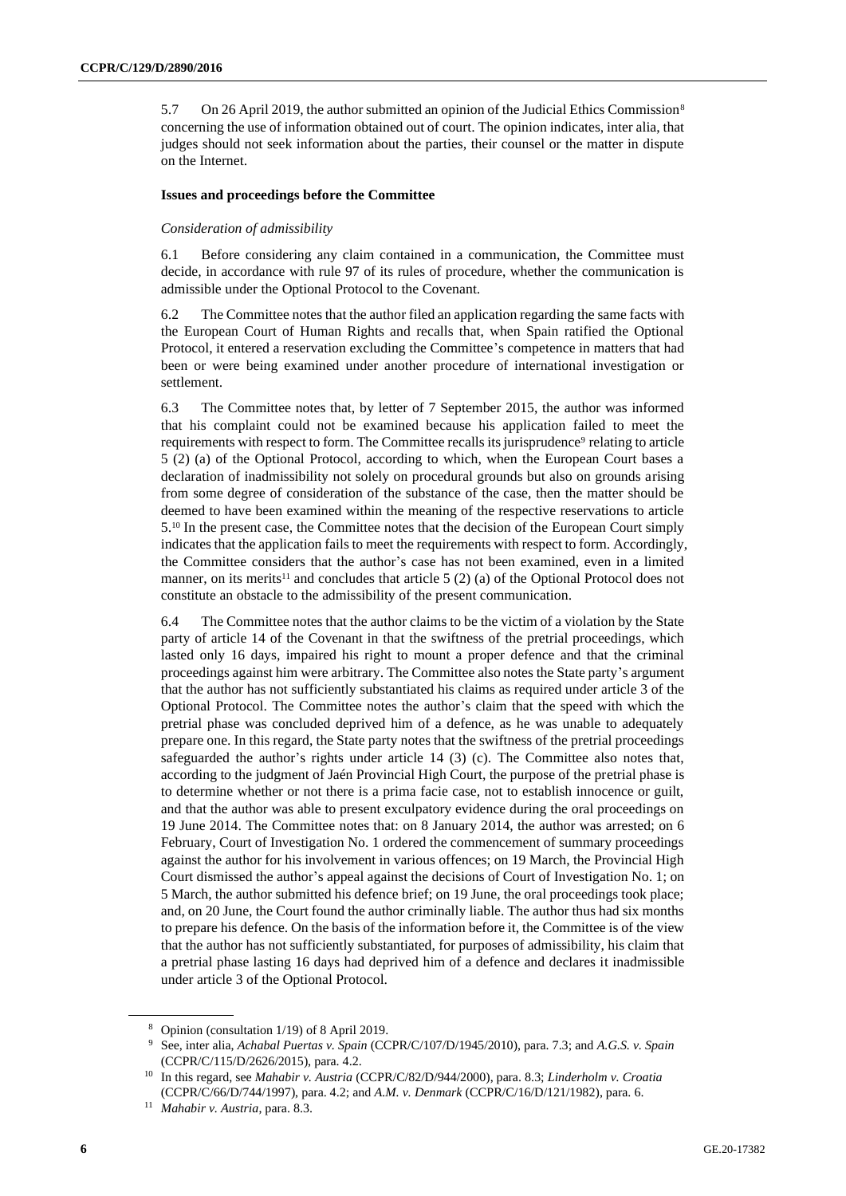5.7 On 26 April 2019, the author submitted an opinion of the Judicial Ethics Commission[8] concerning the use of information obtained out of court. The opinion indicates, inter alia, that judges should not seek information about the parties, their counsel or the matter in dispute on the Internet.

### Issues and proceedings before the Committee

*Consideration of admissibility*

6.1 Before considering any claim contained in a communication, the Committee must decide, in accordance with rule 97 of its rules of procedure, whether the communication is admissible under the Optional Protocol to the Covenant.

6.2 The Committee notes that the author filed an application regarding the same facts with the European Court of Human Rights and recalls that, when Spain ratified the Optional Protocol, it entered a reservation excluding the Committee's competence in matters that had been or were being examined under another procedure of international investigation or settlement.

6.3 The Committee notes that, by letter of 7 September 2015, the author was informed that his complaint could not be examined because his application failed to meet the requirements with respect to form. The Committee recalls its jurisprudence[9] relating to article 5 (2) (a) of the Optional Protocol, according to which, when the European Court bases a declaration of inadmissibility not solely on procedural grounds but also on grounds arising from some degree of consideration of the substance of the case, then the matter should be deemed to have been examined within the meaning of the respective reservations to article 5.[10] In the present case, the Committee notes that the decision of the European Court simply indicates that the application fails to meet the requirements with respect to form. Accordingly, the Committee considers that the author's case has not been examined, even in a limited manner, on its merits[11] and concludes that article 5 (2) (a) of the Optional Protocol does not constitute an obstacle to the admissibility of the present communication.

6.4 The Committee notes that the author claims to be the victim of a violation by the State party of article 14 of the Covenant in that the swiftness of the pretrial proceedings, which lasted only 16 days, impaired his right to mount a proper defence and that the criminal proceedings against him were arbitrary. The Committee also notes the State party's argument that the author has not sufficiently substantiated his claims as required under article 3 of the Optional Protocol. The Committee notes the author's claim that the speed with which the pretrial phase was concluded deprived him of a defence, as he was unable to adequately prepare one. In this regard, the State party notes that the swiftness of the pretrial proceedings safeguarded the author's rights under article 14 (3) (c). The Committee also notes that, according to the judgment of Jaén Provincial High Court, the purpose of the pretrial phase is to determine whether or not there is a prima facie case, not to establish innocence or guilt, and that the author was able to present exculpatory evidence during the oral proceedings on 19 June 2014. The Committee notes that: on 8 January 2014, the author was arrested; on 6 February, Court of Investigation No. 1 ordered the commencement of summary proceedings against the author for his involvement in various offences; on 19 March, the Provincial High Court dismissed the author's appeal against the decisions of Court of Investigation No. 1; on 5 March, the author submitted his defence brief; on 19 June, the oral proceedings took place; and, on 20 June, the Court found the author criminally liable. The author thus had six months to prepare his defence. On the basis of the information before it, the Committee is of the view that the author has not sufficiently substantiated, for purposes of admissibility, his claim that a pretrial phase lasting 16 days had deprived him of a defence and declares it inadmissible under article 3 of the Optional Protocol.

---

[8] Opinion (consultation 1/19) of 8 April 2019.

[9] See, inter alia, *Achabal Puertas v. Spain* (CCPR/C/107/D/1945/2010), para. 7.3; and *A.G.S. v. Spain* (CCPR/C/115/D/2626/2015), para. 4.2.

[10] In this regard, see *Mahabir v. Austria* (CCPR/C/82/D/944/2000), para. 8.3; *Linderholm v. Croatia* (CCPR/C/66/D/744/1997), para. 4.2; and *A.M. v. Denmark* (CCPR/C/16/D/121/1982), para. 6.

[11] *Mahabir v. Austria*, para. 8.3.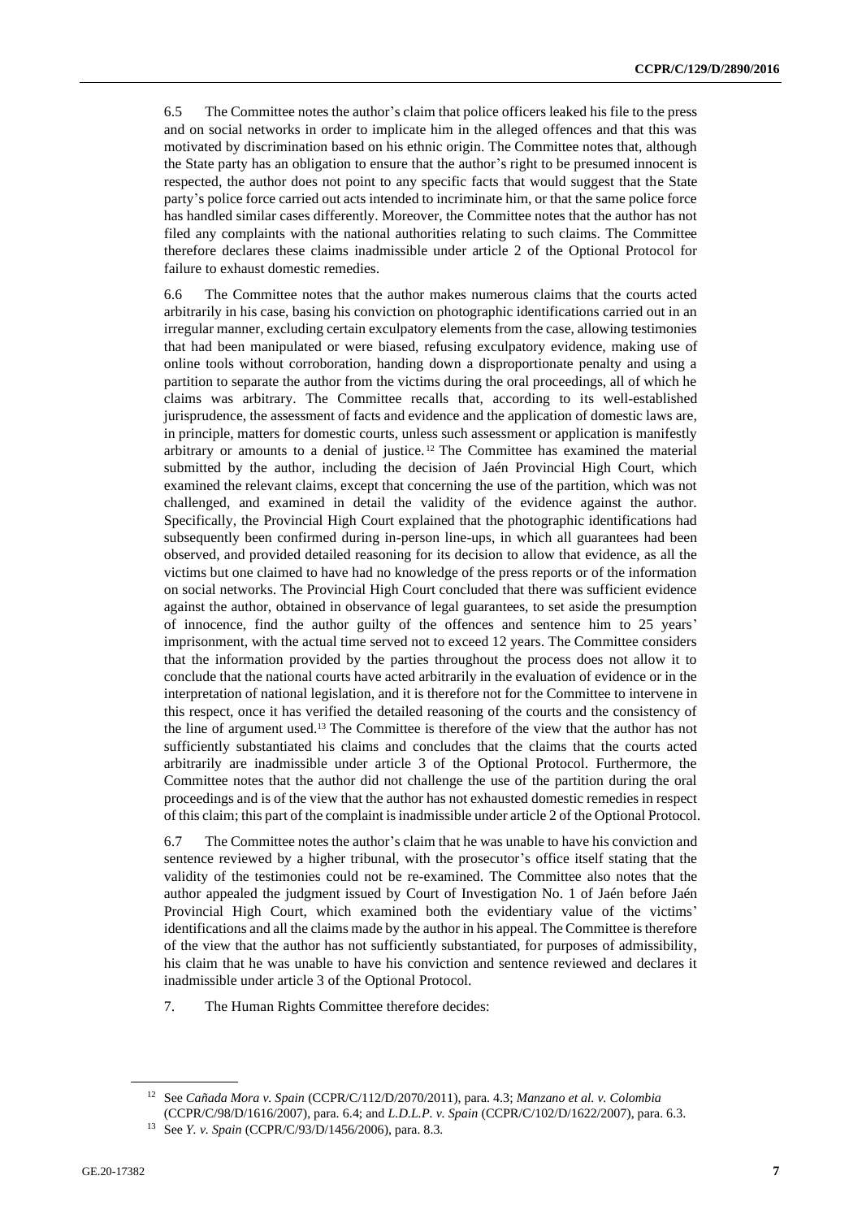6.5 The Committee notes the author's claim that police officers leaked his file to the press and on social networks in order to implicate him in the alleged offences and that this was motivated by discrimination based on his ethnic origin. The Committee notes that, although the State party has an obligation to ensure that the author's right to be presumed innocent is respected, the author does not point to any specific facts that would suggest that the State party's police force carried out acts intended to incriminate him, or that the same police force has handled similar cases differently. Moreover, the Committee notes that the author has not filed any complaints with the national authorities relating to such claims. The Committee therefore declares these claims inadmissible under article 2 of the Optional Protocol for failure to exhaust domestic remedies.

6.6 The Committee notes that the author makes numerous claims that the courts acted arbitrarily in his case, basing his conviction on photographic identifications carried out in an irregular manner, excluding certain exculpatory elements from the case, allowing testimonies that had been manipulated or were biased, refusing exculpatory evidence, making use of online tools without corroboration, handing down a disproportionate penalty and using a partition to separate the author from the victims during the oral proceedings, all of which he claims was arbitrary. The Committee recalls that, according to its well-established jurisprudence, the assessment of facts and evidence and the application of domestic laws are, in principle, matters for domestic courts, unless such assessment or application is manifestly arbitrary or amounts to a denial of justice.[12] The Committee has examined the material submitted by the author, including the decision of Jaén Provincial High Court, which examined the relevant claims, except that concerning the use of the partition, which was not challenged, and examined in detail the validity of the evidence against the author. Specifically, the Provincial High Court explained that the photographic identifications had subsequently been confirmed during in-person line-ups, in which all guarantees had been observed, and provided detailed reasoning for its decision to allow that evidence, as all the victims but one claimed to have had no knowledge of the press reports or of the information on social networks. The Provincial High Court concluded that there was sufficient evidence against the author, obtained in observance of legal guarantees, to set aside the presumption of innocence, find the author guilty of the offences and sentence him to 25 years' imprisonment, with the actual time served not to exceed 12 years. The Committee considers that the information provided by the parties throughout the process does not allow it to conclude that the national courts have acted arbitrarily in the evaluation of evidence or in the interpretation of national legislation, and it is therefore not for the Committee to intervene in this respect, once it has verified the detailed reasoning of the courts and the consistency of the line of argument used.[13] The Committee is therefore of the view that the author has not sufficiently substantiated his claims and concludes that the claims that the courts acted arbitrarily are inadmissible under article 3 of the Optional Protocol. Furthermore, the Committee notes that the author did not challenge the use of the partition during the oral proceedings and is of the view that the author has not exhausted domestic remedies in respect of this claim; this part of the complaint is inadmissible under article 2 of the Optional Protocol.

6.7 The Committee notes the author's claim that he was unable to have his conviction and sentence reviewed by a higher tribunal, with the prosecutor's office itself stating that the validity of the testimonies could not be re-examined. The Committee also notes that the author appealed the judgment issued by Court of Investigation No. 1 of Jaén before Jaén Provincial High Court, which examined both the evidentiary value of the victims' identifications and all the claims made by the author in his appeal. The Committee is therefore of the view that the author has not sufficiently substantiated, for purposes of admissibility, his claim that he was unable to have his conviction and sentence reviewed and declares it inadmissible under article 3 of the Optional Protocol.

7. The Human Rights Committee therefore decides:

---

[12] See *Cañada Mora v. Spain* (CCPR/C/112/D/2070/2011), para. 4.3; *Manzano et al. v. Colombia* (CCPR/C/98/D/1616/2007), para. 6.4; and *L.D.L.P. v. Spain* (CCPR/C/102/D/1622/2007), para. 6.3.

[13] See *Y. v. Spain* (CCPR/C/93/D/1456/2006), para. 8.3.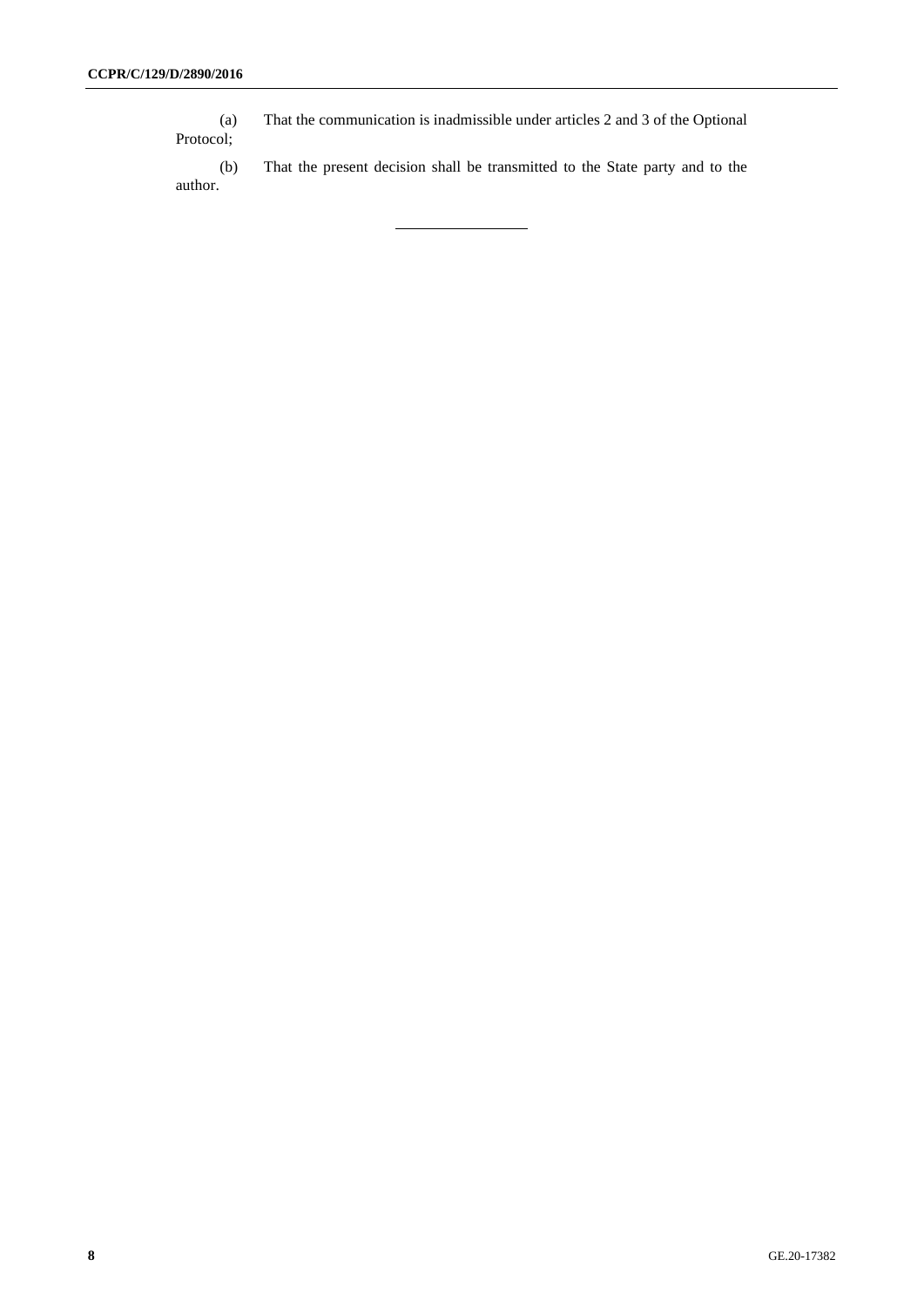(a) That the communication is inadmissible under articles 2 and 3 of the Optional Protocol;

(b) That the present decision shall be transmitted to the State party and to the author.